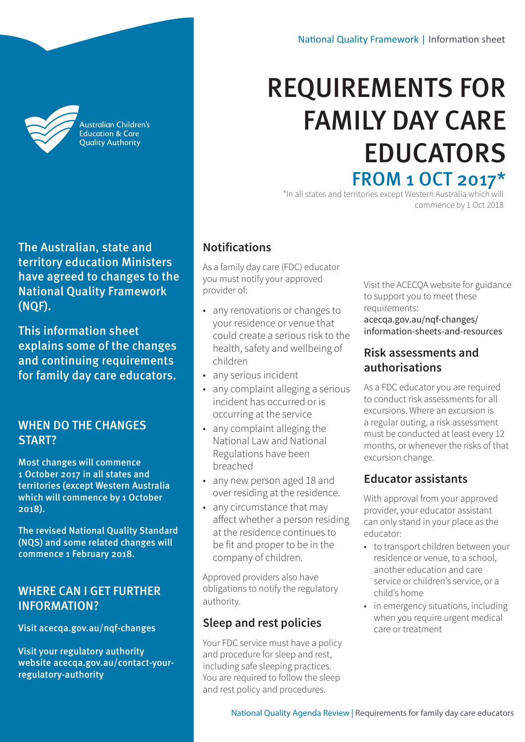National Quality Framework | Information sheet

# REQUIREMENTS FOR FAMILY DAY CARE EDUCATORS

## FROM 1 OCT 2017*

*In all states and territories except Western Australia which will commence by 1 Oct 2018

Australian Children's Education & Care Quality Authority

**The Australian, state and territory education Ministers have agreed to changes to the National Quality Framework (NQF).**

**This information sheet explains some of the changes and continuing requirements for family day care educators.**

## WHEN DO THE CHANGES START?

**Most changes will commence 1 October 2017 in all states and territories (except Western Australia which will commence by 1 October 2018).**

**The revised National Quality Standard (NQS) and some related changes will commence 1 February 2018.**

## WHERE CAN I GET FURTHER INFORMATION?

**Visit acecqa.gov.au/nqf-changes**

**Visit your regulatory authority website acecqa.gov.au/contact-your-regulatory-authority**

## Notifications

As a family day care (FDC) educator you must notify your approved provider of:

- any renovations or changes to your residence or venue that could create a serious risk to the health, safety and wellbeing of children
- any serious incident
- any complaint alleging a serious incident has occurred or is occurring at the service
- any complaint alleging the National Law and National Regulations have been breached
- any new person aged 18 and over residing at the residence.
- any circumstance that may affect whether a person residing at the residence continues to be fit and proper to be in the company of children.

Approved providers also have obligations to notify the regulatory authority.

## Sleep and rest policies

Your FDC service must have a policy and procedure for sleep and rest, including safe sleeping practices. You are required to follow the sleep and rest policy and procedures.

Visit the ACECQA website for guidance to support you to meet these requirements: acecqa.gov.au/nqf-changes/information-sheets-and-resources

## Risk assessments and authorisations

As a FDC educator you are required to conduct risk assessments for all excursions. Where an excursion is a regular outing, a risk assessment must be conducted at least every 12 months, or whenever the risks of that excursion change.

## Educator assistants

With approval from your approved provider, your educator assistant can only stand in your place as the educator:

- to transport children between your residence or venue, to a school, another education and care service or children's service, or a child's home
- in emergency situations, including when you require urgent medical care or treatment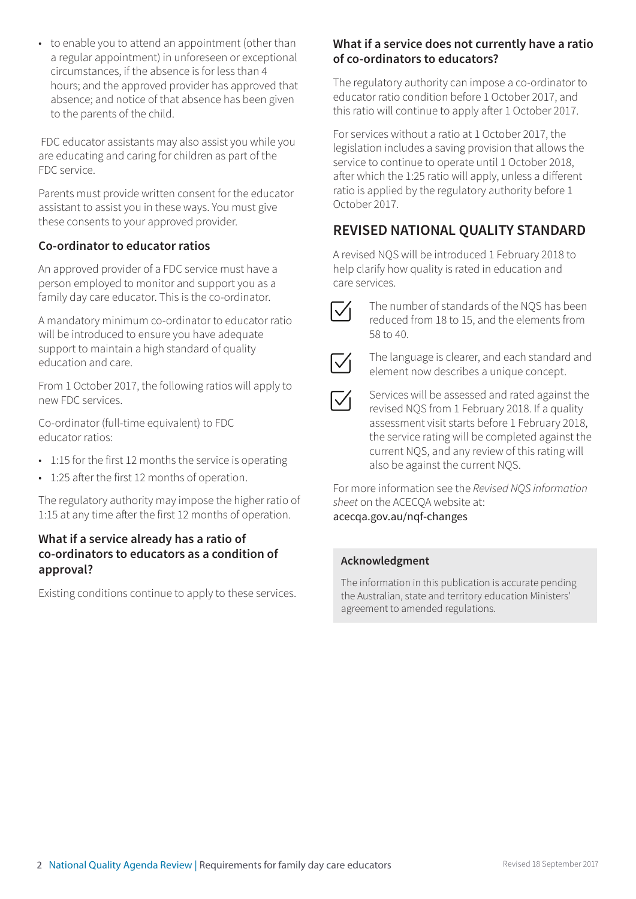- to enable you to attend an appointment (other than a regular appointment) in unforeseen or exceptional circumstances, if the absence is for less than 4 hours; and the approved provider has approved that absence; and notice of that absence has been given to the parents of the child.

FDC educator assistants may also assist you while you are educating and caring for children as part of the FDC service.

Parents must provide written consent for the educator assistant to assist you in these ways. You must give these consents to your approved provider.

### Co-ordinator to educator ratios

An approved provider of a FDC service must have a person employed to monitor and support you as a family day care educator. This is the co-ordinator.

A mandatory minimum co-ordinator to educator ratio will be introduced to ensure you have adequate support to maintain a high standard of quality education and care.

From 1 October 2017, the following ratios will apply to new FDC services.

Co-ordinator (full-time equivalent) to FDC educator ratios:

- 1:15 for the first 12 months the service is operating
- 1:25 after the first 12 months of operation.

The regulatory authority may impose the higher ratio of 1:15 at any time after the first 12 months of operation.

### What if a service already has a ratio of co-ordinators to educators as a condition of approval?

Existing conditions continue to apply to these services.

### What if a service does not currently have a ratio of co-ordinators to educators?

The regulatory authority can impose a co-ordinator to educator ratio condition before 1 October 2017, and this ratio will continue to apply after 1 October 2017.

For services without a ratio at 1 October 2017, the legislation includes a saving provision that allows the service to continue to operate until 1 October 2018, after which the 1:25 ratio will apply, unless a different ratio is applied by the regulatory authority before 1 October 2017.

## REVISED NATIONAL QUALITY STANDARD

A revised NQS will be introduced 1 February 2018 to help clarify how quality is rated in education and care services.

- The number of standards of the NQS has been reduced from 18 to 15, and the elements from 58 to 40.
- The language is clearer, and each standard and element now describes a unique concept.
- Services will be assessed and rated against the revised NQS from 1 February 2018. If a quality assessment visit starts before 1 February 2018, the service rating will be completed against the current NQS, and any review of this rating will also be against the current NQS.

For more information see the *Revised NQS information sheet* on the ACECQA website at: acecqa.gov.au/nqf-changes

**Acknowledgment**

The information in this publication is accurate pending the Australian, state and territory education Ministers' agreement to amended regulations.